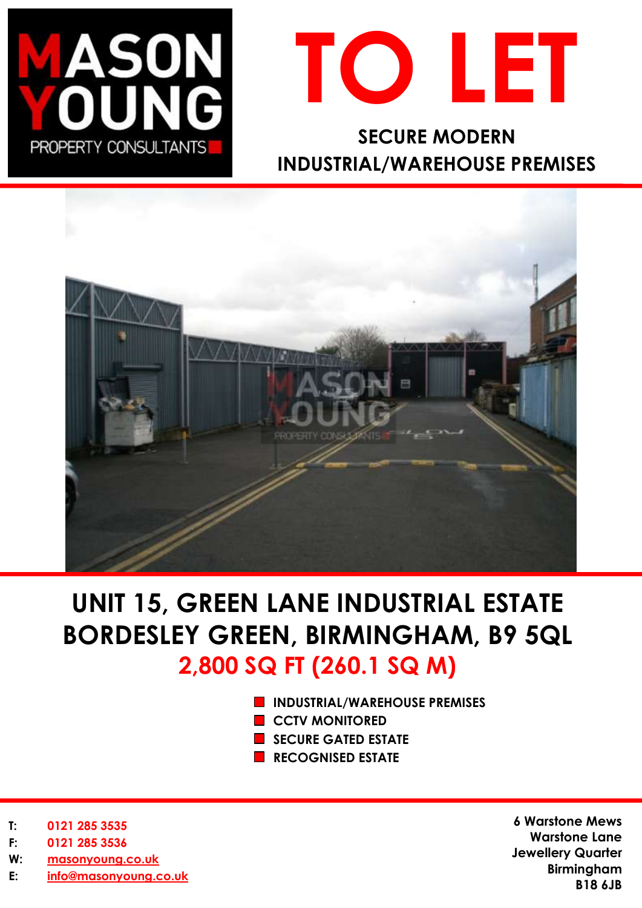MASON YOUNG PROPERTY CONSULTANTS

# TO LET

## SECURE MODERN INDUSTRIAL/WAREHOUSE PREMISES

# UNIT 15, GREEN LANE INDUSTRIAL ESTATE BORDESLEY GREEN, BIRMINGHAM, B9 5QL

## 2,800 SQ FT (260.1 SQ M)

- INDUSTRIAL/WAREHOUSE PREMISES
- CCTV MONITORED
- SECURE GATED ESTATE
- RECOGNISED ESTATE

T: 0121 285 3535
F: 0121 285 3536
W: masonyoung.co.uk
E: info@masonyoung.co.uk

6 Warstone Mews
Warstone Lane
Jewellery Quarter
Birmingham
B18 6JB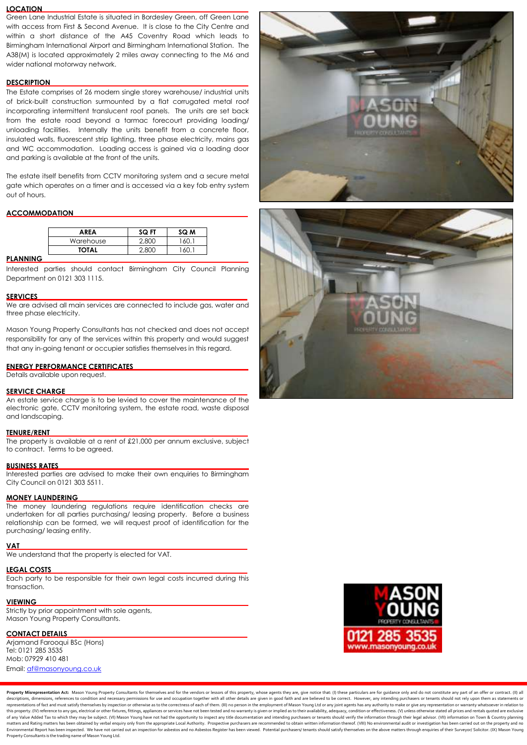## LOCATION

Green Lane Industrial Estate is situated in Bordesley Green, off Green Lane with access from First & Second Avenue. It is close to the City Centre and within a short distance of the A45 Coventry Road which leads to Birmingham International Airport and Birmingham International Station. The A38(M) is located approximately 2 miles away connecting to the M6 and wider national motorway network.

## DESCRIPTION

The Estate comprises of 26 modern single storey warehouse/ industrial units of brick-built construction surmounted by a flat corrugated metal roof incorporating intermittent translucent roof panels. The units are set back from the estate road beyond a tarmac forecourt providing loading/ unloading facilities. Internally the units benefit from a concrete floor, insulated walls, fluorescent strip lighting, three phase electricity, mains gas and WC accommodation. Loading access is gained via a loading door and parking is available at the front of the units.

The estate itself benefits from CCTV monitoring system and a secure metal gate which operates on a timer and is accessed via a key fob entry system out of hours.

## ACCOMMODATION

| AREA | SQ FT | SQ M |
|---|---|---|
| Warehouse | 2,800 | 160.1 |
| **TOTAL** | **2,800** | **160.1** |

## PLANNING

Interested parties should contact Birmingham City Council Planning Department on 0121 303 1115.

## SERVICES

We are advised all main services are connected to include gas, water and three phase electricity.

Mason Young Property Consultants has not checked and does not accept responsibility for any of the services within this property and would suggest that any in-going tenant or occupier satisfies themselves in this regard.

## ENERGY PERFORMANCE CERTIFICATES

Details available upon request.

## SERVICE CHARGE

An estate service charge is to be levied to cover the maintenance of the electronic gate, CCTV monitoring system, the estate road, waste disposal and landscaping.

## TENURE/RENT

The property is available at a rent of £21,000 per annum exclusive, subject to contract. Terms to be agreed.

## BUSINESS RATES

Interested parties are advised to make their own enquiries to Birmingham City Council on 0121 303 5511.

## MONEY LAUNDERING

The money laundering regulations require identification checks are undertaken for all parties purchasing/ leasing property. Before a business relationship can be formed, we will request proof of identification for the purchasing/ leasing entity.

## VAT

We understand that the property is elected for VAT.

## LEGAL COSTS

Each party to be responsible for their own legal costs incurred during this transaction.

## VIEWING

Strictly by prior appointment with sole agents,
Mason Young Property Consultants.

## CONTACT DETAILS

Arjamand Farooqui BSc (Hons)
Tel: 0121 285 3535
Mob: 07929 410 481
Email: af@masonyoung.co.uk

MASON YOUNG PROPERTY CONSULTANTS
0121 285 3535
www.masonyoung.co.uk

**Property Misrepresentation Act:** Mason Young Property Consultants for themselves and for the vendors or lessors of this property, whose agents they are, give notice that: (I) these particulars are for guidance only and do not constitute any part of an offer or contract. (II) all descriptions, dimensions, references to condition and necessary permissions for use and occupation together with all other details are given in good faith and are believed to be correct. However, any intending purchasers or tenants should not rely upon them as statements or representations of fact and must satisfy themselves by inspection or otherwise as to the correctness of each of them. (III) no person in the employment of Mason Young Ltd or any joint agents has any authority to make or give any representation or warranty whatsoever in relation to this property. (IV) reference to any gas, electrical or other fixtures, fittings, appliances or services have not been tested and no warranty is given or implied as to their availability, adequacy, condition or effectiveness. (V) unless otherwise stated all prices and rentals quoted are exclusive of any Value Added Tax to which they may be subject. (VI) Mason Young have not had the opportunity to inspect any title documentation and intending purchasers or tenants should verify the information through their legal advisor. (VII) information on Town & Country planning matters and Rating matters has been obtained by verbal enquiry only from the appropriate Local Authority. Prospective purchasers are recommended to obtain written information thereof. (VIII) No environmental audit or investigation has been carried out on the property and no Environmental Report has been inspected. We have not carried out an inspection for asbestos and no Asbestos Register has been viewed. Potential purchasers/ tenants should satisfy themselves on the above matters through enquiries of their Surveyor/ Solicitor. (IX) Mason Young Property Consultants is the trading name of Mason Young Ltd.